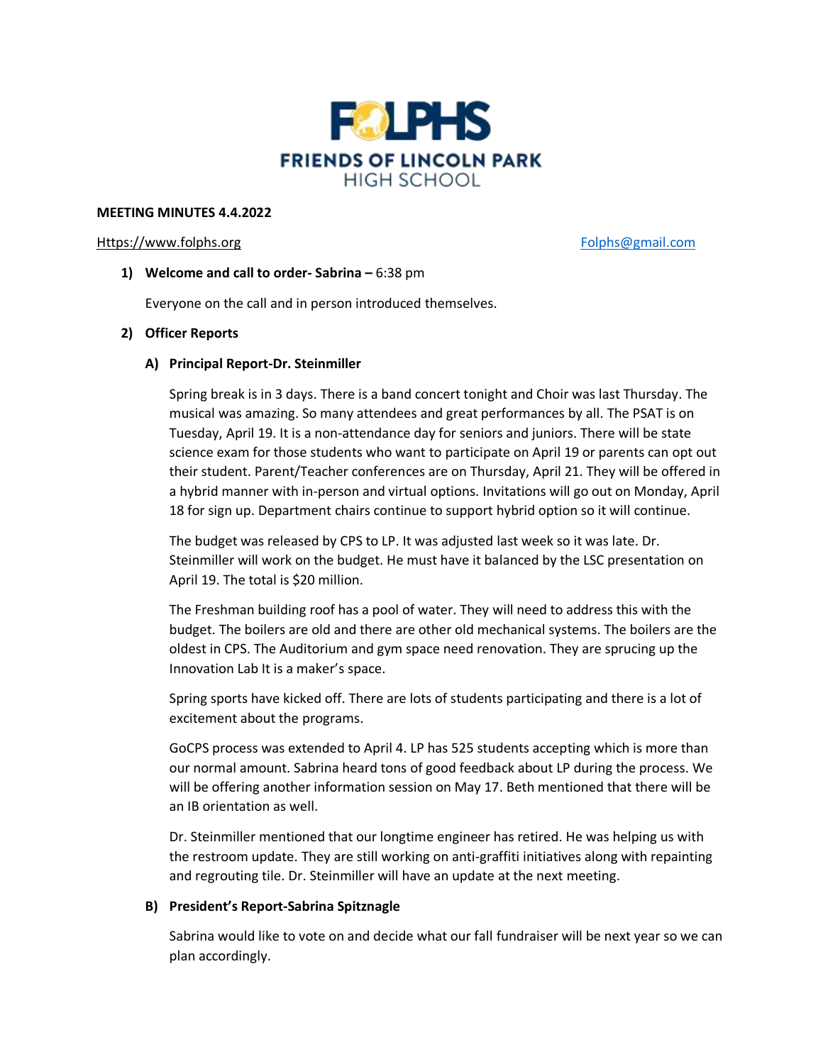# FOLPHS
## FRIENDS OF LINCOLN PARK HIGH SCHOOL

**MEETING MINUTES 4.4.2022**

Https://www.folphs.org Folphs@gmail.com

**1) Welcome and call to order- Sabrina –** 6:38 pm

Everyone on the call and in person introduced themselves.

**2) Officer Reports**

**A) Principal Report-Dr. Steinmiller**

Spring break is in 3 days. There is a band concert tonight and Choir was last Thursday. The musical was amazing. So many attendees and great performances by all. The PSAT is on Tuesday, April 19. It is a non-attendance day for seniors and juniors. There will be state science exam for those students who want to participate on April 19 or parents can opt out their student. Parent/Teacher conferences are on Thursday, April 21. They will be offered in a hybrid manner with in-person and virtual options. Invitations will go out on Monday, April 18 for sign up. Department chairs continue to support hybrid option so it will continue.

The budget was released by CPS to LP. It was adjusted last week so it was late. Dr. Steinmiller will work on the budget. He must have it balanced by the LSC presentation on April 19. The total is $20 million.

The Freshman building roof has a pool of water. They will need to address this with the budget. The boilers are old and there are other old mechanical systems. The boilers are the oldest in CPS. The Auditorium and gym space need renovation. They are sprucing up the Innovation Lab It is a maker's space.

Spring sports have kicked off. There are lots of students participating and there is a lot of excitement about the programs.

GoCPS process was extended to April 4. LP has 525 students accepting which is more than our normal amount. Sabrina heard tons of good feedback about LP during the process. We will be offering another information session on May 17. Beth mentioned that there will be an IB orientation as well.

Dr. Steinmiller mentioned that our longtime engineer has retired. He was helping us with the restroom update. They are still working on anti-graffiti initiatives along with repainting and regrouting tile. Dr. Steinmiller will have an update at the next meeting.

**B) President's Report-Sabrina Spitznagle**

Sabrina would like to vote on and decide what our fall fundraiser will be next year so we can plan accordingly.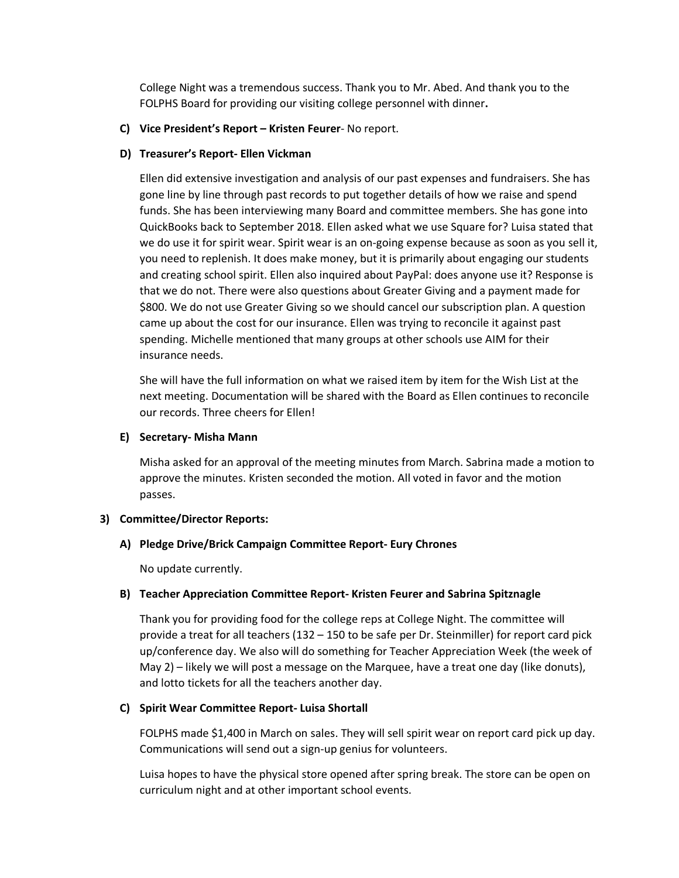College Night was a tremendous success. Thank you to Mr. Abed. And thank you to the FOLPHS Board for providing our visiting college personnel with dinner**.**

**C) Vice President's Report – Kristen Feurer**- No report.

**D) Treasurer's Report- Ellen Vickman**

Ellen did extensive investigation and analysis of our past expenses and fundraisers. She has gone line by line through past records to put together details of how we raise and spend funds. She has been interviewing many Board and committee members. She has gone into QuickBooks back to September 2018. Ellen asked what we use Square for? Luisa stated that we do use it for spirit wear. Spirit wear is an on-going expense because as soon as you sell it, you need to replenish. It does make money, but it is primarily about engaging our students and creating school spirit. Ellen also inquired about PayPal: does anyone use it? Response is that we do not. There were also questions about Greater Giving and a payment made for $800. We do not use Greater Giving so we should cancel our subscription plan. A question came up about the cost for our insurance. Ellen was trying to reconcile it against past spending. Michelle mentioned that many groups at other schools use AIM for their insurance needs.

She will have the full information on what we raised item by item for the Wish List at the next meeting. Documentation will be shared with the Board as Ellen continues to reconcile our records. Three cheers for Ellen!

**E) Secretary- Misha Mann**

Misha asked for an approval of the meeting minutes from March. Sabrina made a motion to approve the minutes. Kristen seconded the motion. All voted in favor and the motion passes.

**3) Committee/Director Reports:**

**A) Pledge Drive/Brick Campaign Committee Report- Eury Chrones**

No update currently.

**B) Teacher Appreciation Committee Report- Kristen Feurer and Sabrina Spitznagle**

Thank you for providing food for the college reps at College Night. The committee will provide a treat for all teachers (132 – 150 to be safe per Dr. Steinmiller) for report card pick up/conference day. We also will do something for Teacher Appreciation Week (the week of May 2) – likely we will post a message on the Marquee, have a treat one day (like donuts), and lotto tickets for all the teachers another day.

**C) Spirit Wear Committee Report- Luisa Shortall**

FOLPHS made $1,400 in March on sales. They will sell spirit wear on report card pick up day. Communications will send out a sign-up genius for volunteers.

Luisa hopes to have the physical store opened after spring break. The store can be open on curriculum night and at other important school events.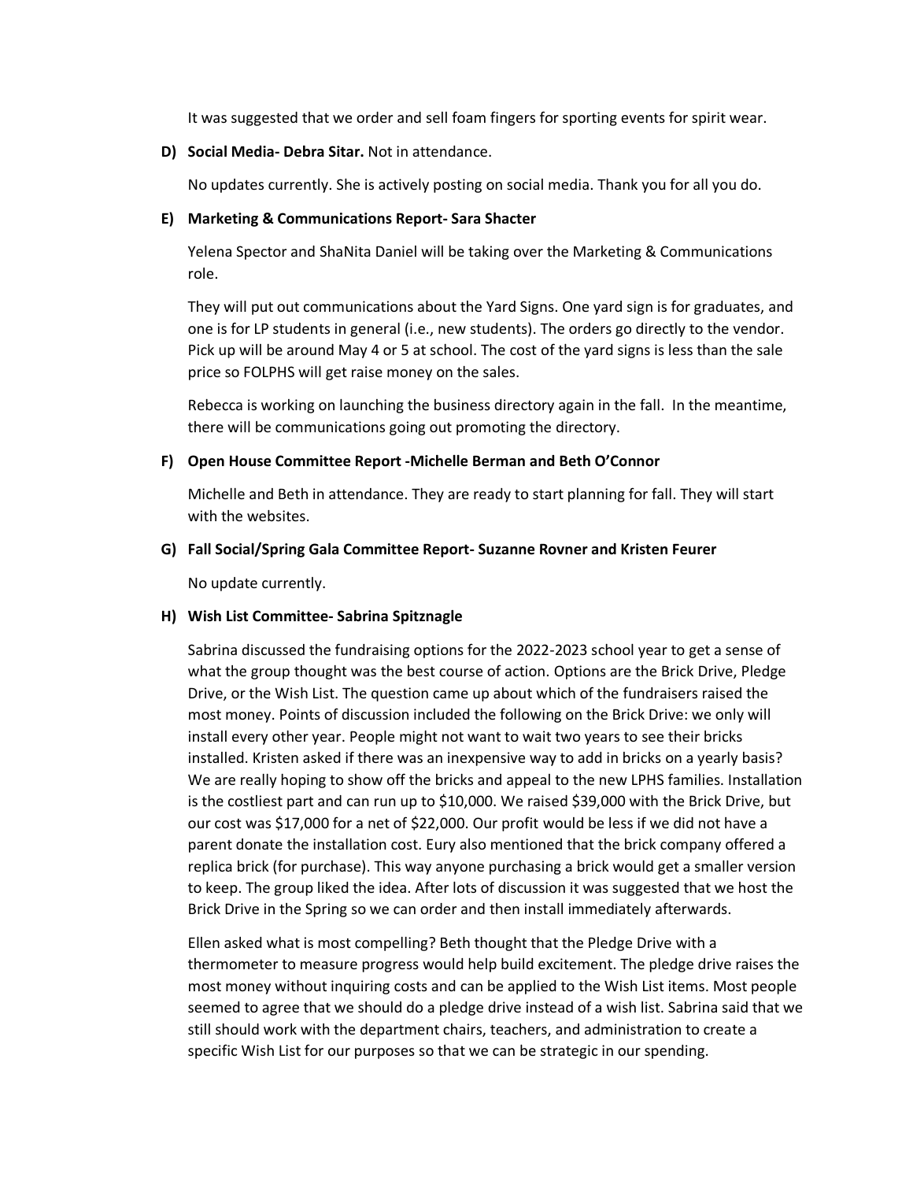It was suggested that we order and sell foam fingers for sporting events for spirit wear.

**D) Social Media- Debra Sitar.** Not in attendance.

No updates currently. She is actively posting on social media. Thank you for all you do.

**E) Marketing & Communications Report- Sara Shacter**

Yelena Spector and ShaNita Daniel will be taking over the Marketing & Communications role.

They will put out communications about the Yard Signs. One yard sign is for graduates, and one is for LP students in general (i.e., new students). The orders go directly to the vendor. Pick up will be around May 4 or 5 at school. The cost of the yard signs is less than the sale price so FOLPHS will get raise money on the sales.

Rebecca is working on launching the business directory again in the fall. In the meantime, there will be communications going out promoting the directory.

**F) Open House Committee Report -Michelle Berman and Beth O'Connor**

Michelle and Beth in attendance. They are ready to start planning for fall. They will start with the websites.

**G) Fall Social/Spring Gala Committee Report- Suzanne Rovner and Kristen Feurer**

No update currently.

**H) Wish List Committee- Sabrina Spitznagle**

Sabrina discussed the fundraising options for the 2022-2023 school year to get a sense of what the group thought was the best course of action. Options are the Brick Drive, Pledge Drive, or the Wish List. The question came up about which of the fundraisers raised the most money. Points of discussion included the following on the Brick Drive: we only will install every other year. People might not want to wait two years to see their bricks installed. Kristen asked if there was an inexpensive way to add in bricks on a yearly basis? We are really hoping to show off the bricks and appeal to the new LPHS families. Installation is the costliest part and can run up to $10,000. We raised $39,000 with the Brick Drive, but our cost was $17,000 for a net of $22,000. Our profit would be less if we did not have a parent donate the installation cost. Eury also mentioned that the brick company offered a replica brick (for purchase). This way anyone purchasing a brick would get a smaller version to keep. The group liked the idea. After lots of discussion it was suggested that we host the Brick Drive in the Spring so we can order and then install immediately afterwards.

Ellen asked what is most compelling? Beth thought that the Pledge Drive with a thermometer to measure progress would help build excitement. The pledge drive raises the most money without inquiring costs and can be applied to the Wish List items. Most people seemed to agree that we should do a pledge drive instead of a wish list. Sabrina said that we still should work with the department chairs, teachers, and administration to create a specific Wish List for our purposes so that we can be strategic in our spending.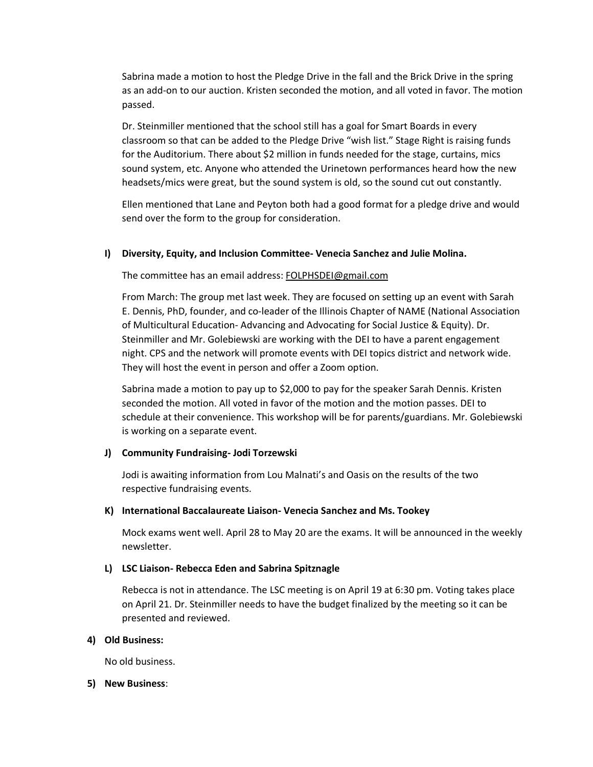Sabrina made a motion to host the Pledge Drive in the fall and the Brick Drive in the spring as an add-on to our auction. Kristen seconded the motion, and all voted in favor. The motion passed.

Dr. Steinmiller mentioned that the school still has a goal for Smart Boards in every classroom so that can be added to the Pledge Drive "wish list." Stage Right is raising funds for the Auditorium. There about $2 million in funds needed for the stage, curtains, mics sound system, etc. Anyone who attended the Urinetown performances heard how the new headsets/mics were great, but the sound system is old, so the sound cut out constantly.

Ellen mentioned that Lane and Peyton both had a good format for a pledge drive and would send over the form to the group for consideration.

**I) Diversity, Equity, and Inclusion Committee- Venecia Sanchez and Julie Molina.**

The committee has an email address: FOLPHSDEI@gmail.com

From March: The group met last week. They are focused on setting up an event with Sarah E. Dennis, PhD, founder, and co-leader of the Illinois Chapter of NAME (National Association of Multicultural Education- Advancing and Advocating for Social Justice & Equity). Dr. Steinmiller and Mr. Golebiewski are working with the DEI to have a parent engagement night. CPS and the network will promote events with DEI topics district and network wide. They will host the event in person and offer a Zoom option.

Sabrina made a motion to pay up to $2,000 to pay for the speaker Sarah Dennis. Kristen seconded the motion. All voted in favor of the motion and the motion passes. DEI to schedule at their convenience. This workshop will be for parents/guardians. Mr. Golebiewski is working on a separate event.

**J) Community Fundraising- Jodi Torzewski**

Jodi is awaiting information from Lou Malnati's and Oasis on the results of the two respective fundraising events.

**K) International Baccalaureate Liaison- Venecia Sanchez and Ms. Tookey**

Mock exams went well. April 28 to May 20 are the exams. It will be announced in the weekly newsletter.

**L) LSC Liaison- Rebecca Eden and Sabrina Spitznagle**

Rebecca is not in attendance. The LSC meeting is on April 19 at 6:30 pm. Voting takes place on April 21. Dr. Steinmiller needs to have the budget finalized by the meeting so it can be presented and reviewed.

**4) Old Business:**

No old business.

**5) New Business**: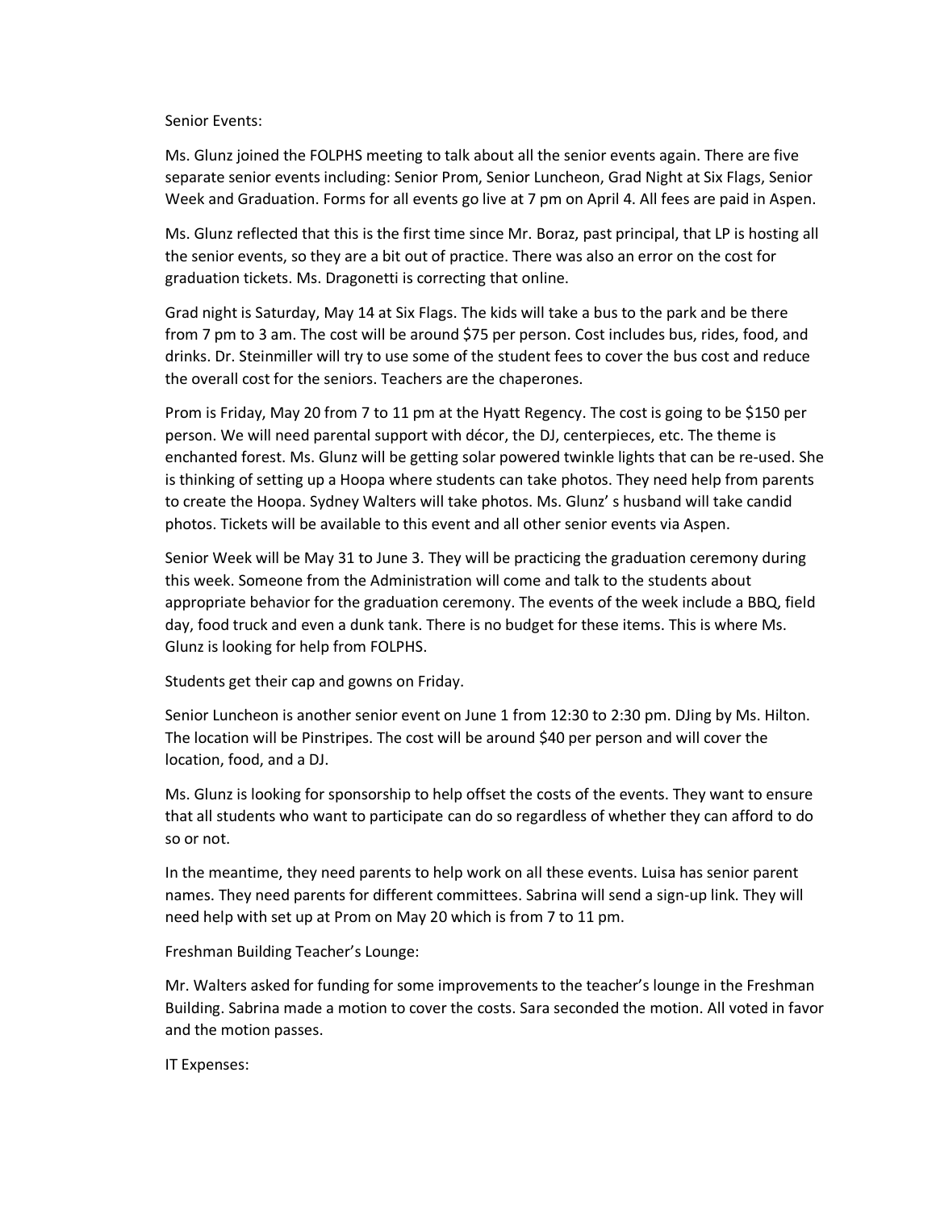Senior Events:

Ms. Glunz joined the FOLPHS meeting to talk about all the senior events again. There are five separate senior events including: Senior Prom, Senior Luncheon, Grad Night at Six Flags, Senior Week and Graduation. Forms for all events go live at 7 pm on April 4. All fees are paid in Aspen.

Ms. Glunz reflected that this is the first time since Mr. Boraz, past principal, that LP is hosting all the senior events, so they are a bit out of practice. There was also an error on the cost for graduation tickets. Ms. Dragonetti is correcting that online.

Grad night is Saturday, May 14 at Six Flags. The kids will take a bus to the park and be there from 7 pm to 3 am. The cost will be around $75 per person. Cost includes bus, rides, food, and drinks. Dr. Steinmiller will try to use some of the student fees to cover the bus cost and reduce the overall cost for the seniors. Teachers are the chaperones.

Prom is Friday, May 20 from 7 to 11 pm at the Hyatt Regency. The cost is going to be $150 per person. We will need parental support with décor, the DJ, centerpieces, etc. The theme is enchanted forest. Ms. Glunz will be getting solar powered twinkle lights that can be re-used. She is thinking of setting up a Hoopa where students can take photos. They need help from parents to create the Hoopa. Sydney Walters will take photos. Ms. Glunz' s husband will take candid photos. Tickets will be available to this event and all other senior events via Aspen.

Senior Week will be May 31 to June 3. They will be practicing the graduation ceremony during this week. Someone from the Administration will come and talk to the students about appropriate behavior for the graduation ceremony. The events of the week include a BBQ, field day, food truck and even a dunk tank. There is no budget for these items. This is where Ms. Glunz is looking for help from FOLPHS.

Students get their cap and gowns on Friday.

Senior Luncheon is another senior event on June 1 from 12:30 to 2:30 pm. DJing by Ms. Hilton. The location will be Pinstripes. The cost will be around $40 per person and will cover the location, food, and a DJ.

Ms. Glunz is looking for sponsorship to help offset the costs of the events. They want to ensure that all students who want to participate can do so regardless of whether they can afford to do so or not.

In the meantime, they need parents to help work on all these events. Luisa has senior parent names. They need parents for different committees. Sabrina will send a sign-up link. They will need help with set up at Prom on May 20 which is from 7 to 11 pm.

Freshman Building Teacher's Lounge:

Mr. Walters asked for funding for some improvements to the teacher's lounge in the Freshman Building. Sabrina made a motion to cover the costs. Sara seconded the motion. All voted in favor and the motion passes.

IT Expenses: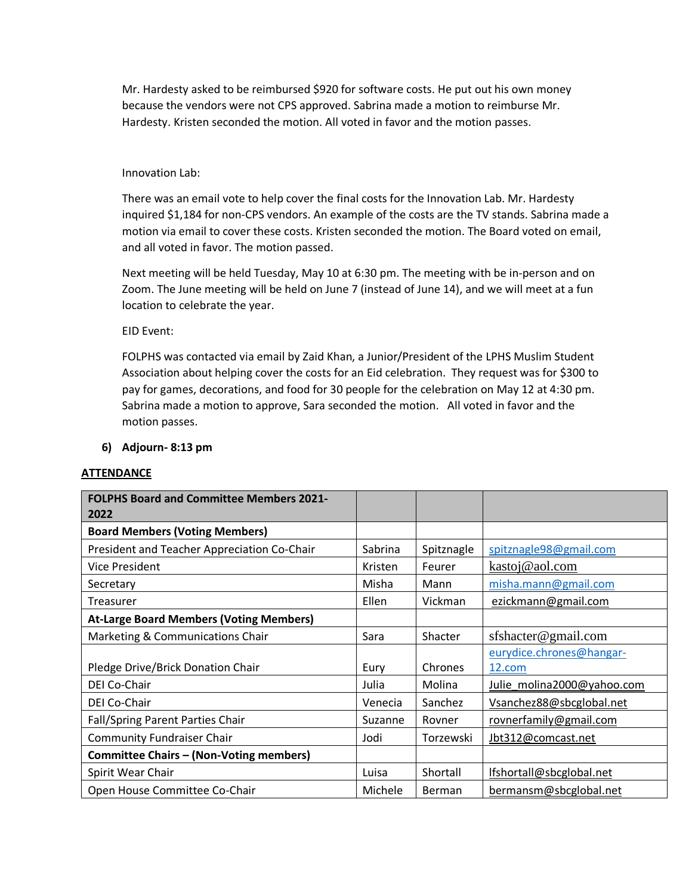Mr. Hardesty asked to be reimbursed $920 for software costs. He put out his own money because the vendors were not CPS approved. Sabrina made a motion to reimburse Mr. Hardesty. Kristen seconded the motion. All voted in favor and the motion passes.

Innovation Lab:

There was an email vote to help cover the final costs for the Innovation Lab. Mr. Hardesty inquired $1,184 for non-CPS vendors. An example of the costs are the TV stands. Sabrina made a motion via email to cover these costs. Kristen seconded the motion. The Board voted on email, and all voted in favor. The motion passed.

Next meeting will be held Tuesday, May 10 at 6:30 pm. The meeting with be in-person and on Zoom. The June meeting will be held on June 7 (instead of June 14), and we will meet at a fun location to celebrate the year.

EID Event:

FOLPHS was contacted via email by Zaid Khan, a Junior/President of the LPHS Muslim Student Association about helping cover the costs for an Eid celebration. They request was for $300 to pay for games, decorations, and food for 30 people for the celebration on May 12 at 4:30 pm. Sabrina made a motion to approve, Sara seconded the motion. All voted in favor and the motion passes.

6) **Adjourn- 8:13 pm**

**ATTENDANCE**

| **FOLPHS Board and Committee Members 2021-2022** | | | |
|---|---|---|---|
| **Board Members (Voting Members)** | | | |
| President and Teacher Appreciation Co-Chair | Sabrina | Spitznagle | spitznagle98@gmail.com |
| Vice President | Kristen | Feurer | kastoj@aol.com |
| Secretary | Misha | Mann | misha.mann@gmail.com |
| Treasurer | Ellen | Vickman | ezickmann@gmail.com |
| **At-Large Board Members (Voting Members)** | | | |
| Marketing & Communications Chair | Sara | Shacter | sfshacter@gmail.com |
| Pledge Drive/Brick Donation Chair | Eury | Chrones | eurydice.chrones@hangar-12.com |
| DEI Co-Chair | Julia | Molina | Julie_molina2000@yahoo.com |
| DEI Co-Chair | Venecia | Sanchez | Vsanchez88@sbcglobal.net |
| Fall/Spring Parent Parties Chair | Suzanne | Rovner | rovnerfamily@gmail.com |
| Community Fundraiser Chair | Jodi | Torzewski | Jbt312@comcast.net |
| **Committee Chairs – (Non-Voting members)** | | | |
| Spirit Wear Chair | Luisa | Shortall | lfshortall@sbcglobal.net |
| Open House Committee Co-Chair | Michele | Berman | bermansm@sbcglobal.net |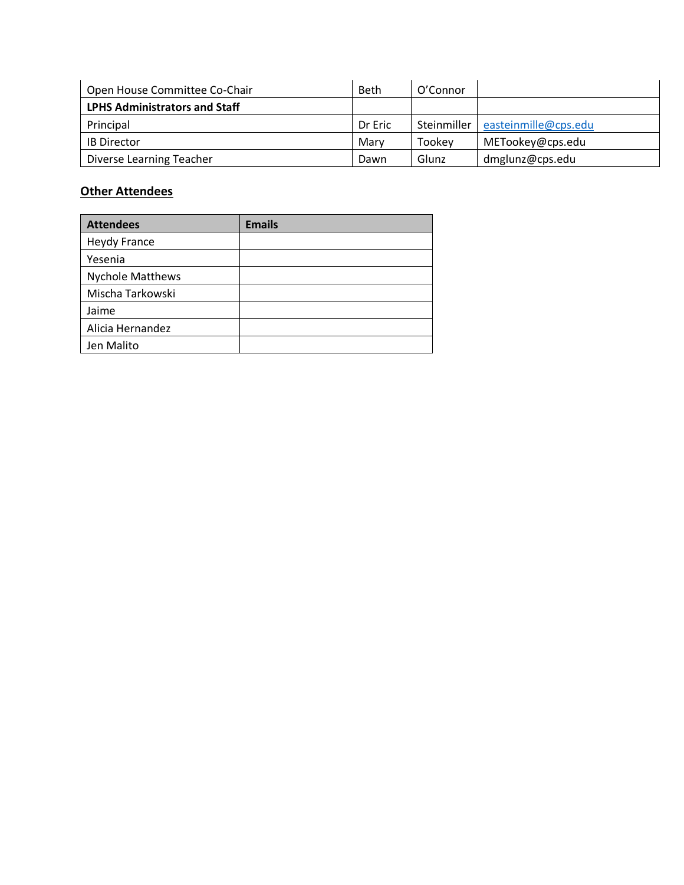| | | | |
|---|---|---|---|
| Open House Committee Co-Chair | Beth | O'Connor | |
| **LPHS Administrators and Staff** | | | |
| Principal | Dr Eric | Steinmiller | easteinmille@cps.edu |
| IB Director | Mary | Tookey | METookey@cps.edu |
| Diverse Learning Teacher | Dawn | Glunz | dmglunz@cps.edu |

## Other Attendees

| Attendees | Emails |
|---|---|
| Heydy France | |
| Yesenia | |
| Nychole Matthews | |
| Mischa Tarkowski | |
| Jaime | |
| Alicia Hernandez | |
| Jen Malito | |